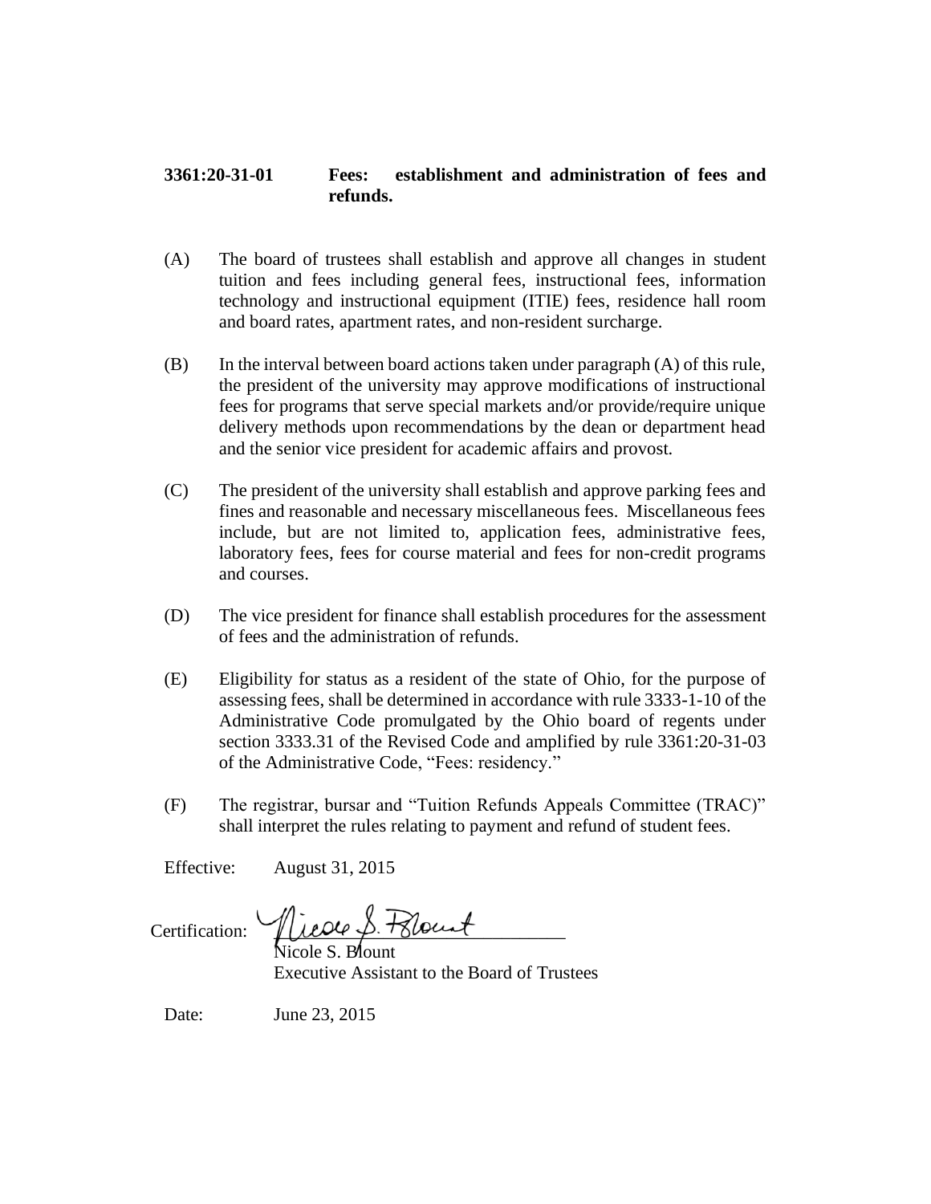**3361:20-31-01 Fees: establishment and administration of fees and refunds.**

(A) The board of trustees shall establish and approve all changes in student tuition and fees including general fees, instructional fees, information technology and instructional equipment (ITIE) fees, residence hall room and board rates, apartment rates, and non-resident surcharge.

(B) In the interval between board actions taken under paragraph (A) of this rule, the president of the university may approve modifications of instructional fees for programs that serve special markets and/or provide/require unique delivery methods upon recommendations by the dean or department head and the senior vice president for academic affairs and provost.

(C) The president of the university shall establish and approve parking fees and fines and reasonable and necessary miscellaneous fees. Miscellaneous fees include, but are not limited to, application fees, administrative fees, laboratory fees, fees for course material and fees for non-credit programs and courses.

(D) The vice president for finance shall establish procedures for the assessment of fees and the administration of refunds.

(E) Eligibility for status as a resident of the state of Ohio, for the purpose of assessing fees, shall be determined in accordance with rule 3333-1-10 of the Administrative Code promulgated by the Ohio board of regents under section 3333.31 of the Revised Code and amplified by rule 3361:20-31-03 of the Administrative Code, "Fees: residency."

(F) The registrar, bursar and "Tuition Refunds Appeals Committee (TRAC)" shall interpret the rules relating to payment and refund of student fees.

Effective: August 31, 2015

Certification: Nicole S. Blount

Nicole S. Blount
Executive Assistant to the Board of Trustees

Date: June 23, 2015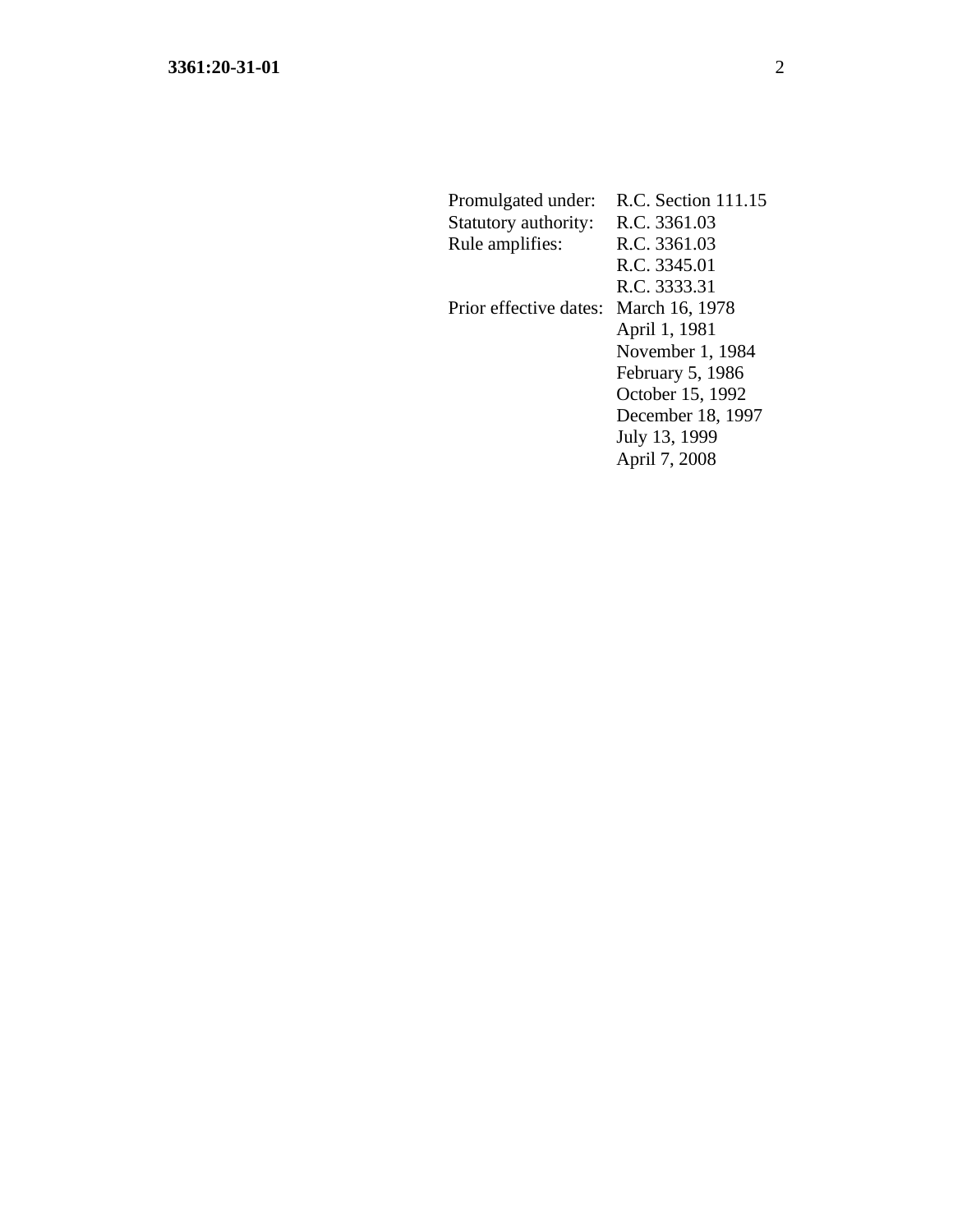| | |
|---|---|
| Promulgated under: | R.C. Section 111.15 |
| Statutory authority: | R.C. 3361.03 |
| Rule amplifies: | R.C. 3361.03 |
| | R.C. 3345.01 |
| | R.C. 3333.31 |
| Prior effective dates: | March 16, 1978 |
| | April 1, 1981 |
| | November 1, 1984 |
| | February 5, 1986 |
| | October 15, 1992 |
| | December 18, 1997 |
| | July 13, 1999 |
| | April 7, 2008 |